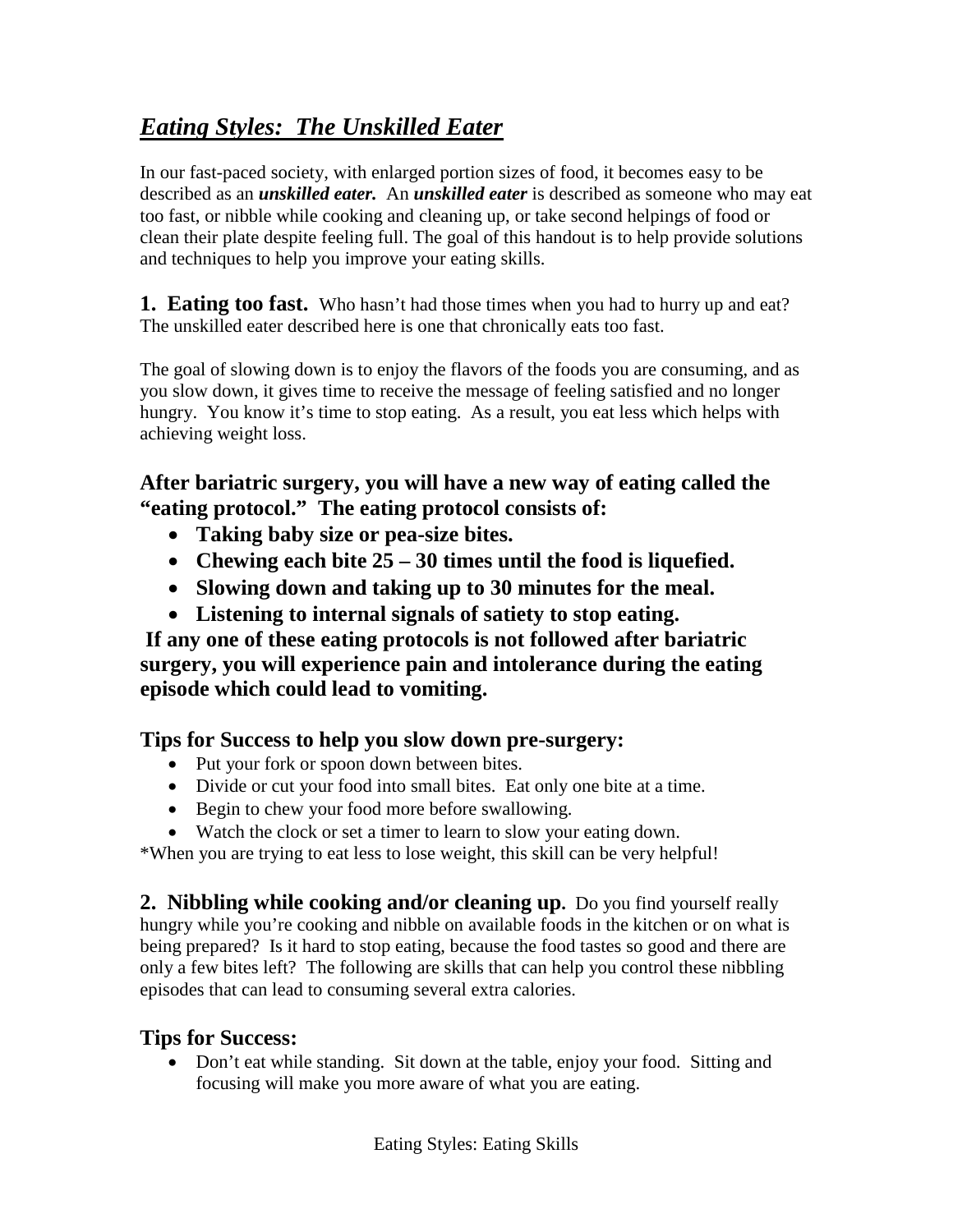# ***Eating Styles: The Unskilled Eater***

In our fast-paced society, with enlarged portion sizes of food, it becomes easy to be described as an ***unskilled eater.*** An ***unskilled eater*** is described as someone who may eat too fast, or nibble while cooking and cleaning up, or take second helpings of food or clean their plate despite feeling full. The goal of this handout is to help provide solutions and techniques to help you improve your eating skills.

**1. Eating too fast.** Who hasn't had those times when you had to hurry up and eat? The unskilled eater described here is one that chronically eats too fast.

The goal of slowing down is to enjoy the flavors of the foods you are consuming, and as you slow down, it gives time to receive the message of feeling satisfied and no longer hungry. You know it's time to stop eating. As a result, you eat less which helps with achieving weight loss.

**After bariatric surgery, you will have a new way of eating called the "eating protocol." The eating protocol consists of:**

- **Taking baby size or pea-size bites.**
- **Chewing each bite 25 – 30 times until the food is liquefied.**
- **Slowing down and taking up to 30 minutes for the meal.**
- **Listening to internal signals of satiety to stop eating.**

**If any one of these eating protocols is not followed after bariatric surgery, you will experience pain and intolerance during the eating episode which could lead to vomiting.**

### Tips for Success to help you slow down pre-surgery:

- Put your fork or spoon down between bites.
- Divide or cut your food into small bites. Eat only one bite at a time.
- Begin to chew your food more before swallowing.
- Watch the clock or set a timer to learn to slow your eating down.

*When you are trying to eat less to lose weight, this skill can be very helpful!

**2. Nibbling while cooking and/or cleaning up.** Do you find yourself really hungry while you're cooking and nibble on available foods in the kitchen or on what is being prepared? Is it hard to stop eating, because the food tastes so good and there are only a few bites left? The following are skills that can help you control these nibbling episodes that can lead to consuming several extra calories.

### Tips for Success:

- Don't eat while standing. Sit down at the table, enjoy your food. Sitting and focusing will make you more aware of what you are eating.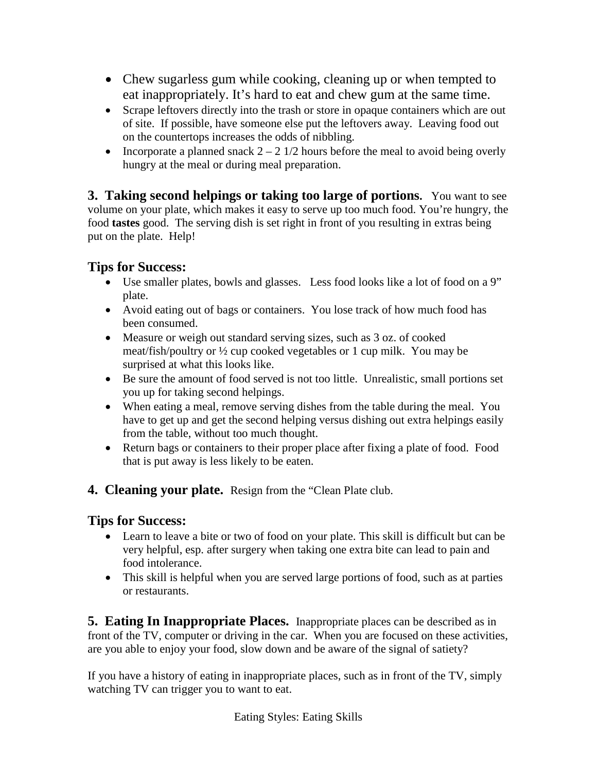- Chew sugarless gum while cooking, cleaning up or when tempted to eat inappropriately. It's hard to eat and chew gum at the same time.
- Scrape leftovers directly into the trash or store in opaque containers which are out of site. If possible, have someone else put the leftovers away. Leaving food out on the countertops increases the odds of nibbling.
- Incorporate a planned snack 2 – 2 1/2 hours before the meal to avoid being overly hungry at the meal or during meal preparation.

**3. Taking second helpings or taking too large of portions.** You want to see volume on your plate, which makes it easy to serve up too much food. You're hungry, the food **tastes** good. The serving dish is set right in front of you resulting in extras being put on the plate. Help!

## Tips for Success:

- Use smaller plates, bowls and glasses. Less food looks like a lot of food on a 9" plate.
- Avoid eating out of bags or containers. You lose track of how much food has been consumed.
- Measure or weigh out standard serving sizes, such as 3 oz. of cooked meat/fish/poultry or ½ cup cooked vegetables or 1 cup milk. You may be surprised at what this looks like.
- Be sure the amount of food served is not too little. Unrealistic, small portions set you up for taking second helpings.
- When eating a meal, remove serving dishes from the table during the meal. You have to get up and get the second helping versus dishing out extra helpings easily from the table, without too much thought.
- Return bags or containers to their proper place after fixing a plate of food. Food that is put away is less likely to be eaten.

**4. Cleaning your plate.** Resign from the "Clean Plate club.

## Tips for Success:

- Learn to leave a bite or two of food on your plate. This skill is difficult but can be very helpful, esp. after surgery when taking one extra bite can lead to pain and food intolerance.
- This skill is helpful when you are served large portions of food, such as at parties or restaurants.

**5. Eating In Inappropriate Places.** Inappropriate places can be described as in front of the TV, computer or driving in the car. When you are focused on these activities, are you able to enjoy your food, slow down and be aware of the signal of satiety?

If you have a history of eating in inappropriate places, such as in front of the TV, simply watching TV can trigger you to want to eat.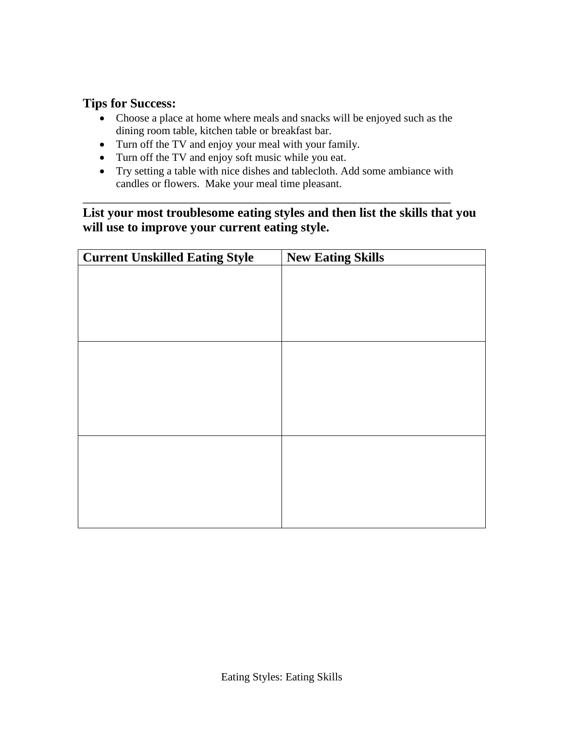**Tips for Success:**

- Choose a place at home where meals and snacks will be enjoyed such as the dining room table, kitchen table or breakfast bar.
- Turn off the TV and enjoy your meal with your family.
- Turn off the TV and enjoy soft music while you eat.
- Try setting a table with nice dishes and tablecloth. Add some ambiance with candles or flowers. Make your meal time pleasant.

---

**List your most troublesome eating styles and then list the skills that you will use to improve your current eating style.**

| Current Unskilled Eating Style | New Eating Skills |
|---|---|
| | |
| | |
| | |